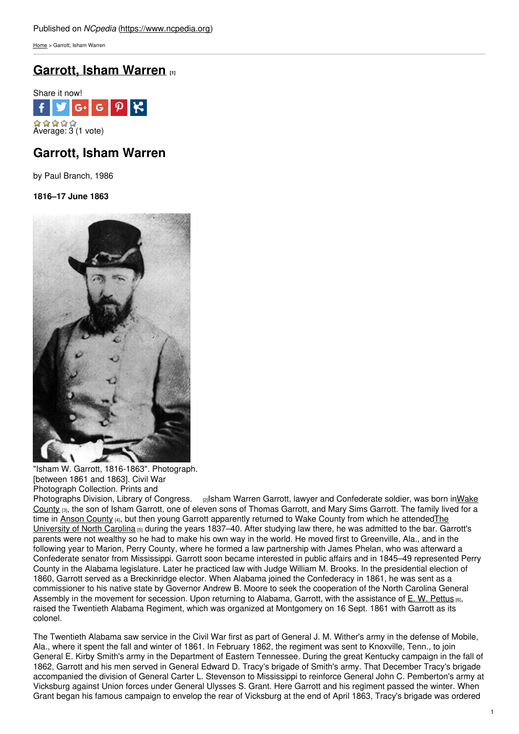Published on *NCpedia* (https://www.ncpedia.org)

Home > Garrott, Isham Warren

# Garrott, Isham Warren [1]

Share it now!

Average: 3 (1 vote)

## Garrott, Isham Warren

by Paul Branch, 1986

**1816–17 June 1863**

"Isham W. Garrott, 1816-1863". Photograph. [between 1861 and 1863]. Civil War Photograph Collection. Prints and Photographs Division, Library of Congress. [2]

Isham Warren Garrott, lawyer and Confederate soldier, was born in Wake County [3], the son of Isham Garrott, one of eleven sons of Thomas Garrott, and Mary Sims Garrott. The family lived for a time in Anson County [4], but then young Garrott apparently returned to Wake County from which he attended The University of North Carolina [5] during the years 1837–40. After studying law there, he was admitted to the bar. Garrott's parents were not wealthy so he had to make his own way in the world. He moved first to Greenville, Ala., and in the following year to Marion, Perry County, where he formed a law partnership with James Phelan, who was afterward a Confederate senator from Mississippi. Garrott soon became interested in public affairs and in 1845–49 represented Perry County in the Alabama legislature. Later he practiced law with Judge William M. Brooks. In the presidential election of 1860, Garrott served as a Breckinridge elector. When Alabama joined the Confederacy in 1861, he was sent as a commissioner to his native state by Governor Andrew B. Moore to seek the cooperation of the North Carolina General Assembly in the movement for secession. Upon returning to Alabama, Garrott, with the assistance of E. W. Pettus [6], raised the Twentieth Alabama Regiment, which was organized at Montgomery on 16 Sept. 1861 with Garrott as its colonel.

The Twentieth Alabama saw service in the Civil War first as part of General J. M. Wither's army in the defense of Mobile, Ala., where it spent the fall and winter of 1861. In February 1862, the regiment was sent to Knoxville, Tenn., to join General E. Kirby Smith's army in the Department of Eastern Tennessee. During the great Kentucky campaign in the fall of 1862, Garrott and his men served in General Edward D. Tracy's brigade of Smith's army. That December Tracy's brigade accompanied the division of General Carter L. Stevenson to Mississippi to reinforce General John C. Pemberton's army at Vicksburg against Union forces under General Ulysses S. Grant. Here Garrott and his regiment passed the winter. When Grant began his famous campaign to envelop the rear of Vicksburg at the end of April 1863, Tracy's brigade was ordered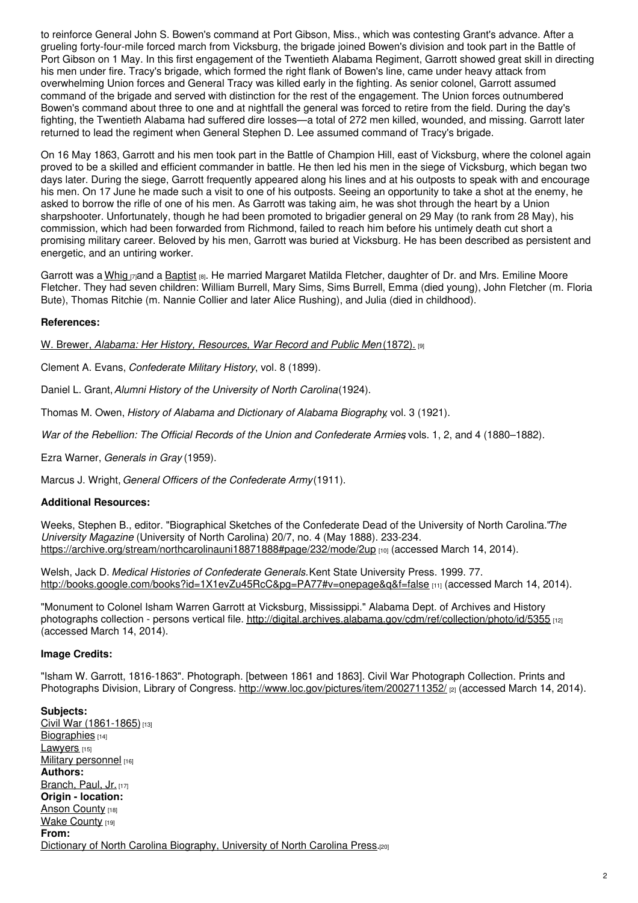to reinforce General John S. Bowen's command at Port Gibson, Miss., which was contesting Grant's advance. After a grueling forty-four-mile forced march from Vicksburg, the brigade joined Bowen's division and took part in the Battle of Port Gibson on 1 May. In this first engagement of the Twentieth Alabama Regiment, Garrott showed great skill in directing his men under fire. Tracy's brigade, which formed the right flank of Bowen's line, came under heavy attack from overwhelming Union forces and General Tracy was killed early in the fighting. As senior colonel, Garrott assumed command of the brigade and served with distinction for the rest of the engagement. The Union forces outnumbered Bowen's command about three to one and at nightfall the general was forced to retire from the field. During the day's fighting, the Twentieth Alabama had suffered dire losses—a total of 272 men killed, wounded, and missing. Garrott later returned to lead the regiment when General Stephen D. Lee assumed command of Tracy's brigade.

On 16 May 1863, Garrott and his men took part in the Battle of Champion Hill, east of Vicksburg, where the colonel again proved to be a skilled and efficient commander in battle. He then led his men in the siege of Vicksburg, which began two days later. During the siege, Garrott frequently appeared along his lines and at his outposts to speak with and encourage his men. On 17 June he made such a visit to one of his outposts. Seeing an opportunity to take a shot at the enemy, he asked to borrow the rifle of one of his men. As Garrott was taking aim, he was shot through the heart by a Union sharpshooter. Unfortunately, though he had been promoted to brigadier general on 29 May (to rank from 28 May), his commission, which had been forwarded from Richmond, failed to reach him before his untimely death cut short a promising military career. Beloved by his men, Garrott was buried at Vicksburg. He has been described as persistent and energetic, and an untiring worker.

Garrott was a Whig [7] and a Baptist [8]. He married Margaret Matilda Fletcher, daughter of Dr. and Mrs. Emiline Moore Fletcher. They had seven children: William Burrell, Mary Sims, Sims Burrell, Emma (died young), John Fletcher (m. Floria Bute), Thomas Ritchie (m. Nannie Collier and later Alice Rushing), and Julia (died in childhood).

**References:**

W. Brewer, *Alabama: Her History, Resources, War Record and Public Men* (1872). [9]

Clement A. Evans, *Confederate Military History*, vol. 8 (1899).

Daniel L. Grant, *Alumni History of the University of North Carolina* (1924).

Thomas M. Owen, *History of Alabama and Dictionary of Alabama Biography*, vol. 3 (1921).

*War of the Rebellion: The Official Records of the Union and Confederate Armies*, vols. 1, 2, and 4 (1880–1882).

Ezra Warner, *Generals in Gray* (1959).

Marcus J. Wright, *General Officers of the Confederate Army* (1911).

**Additional Resources:**

Weeks, Stephen B., editor. "Biographical Sketches of the Confederate Dead of the University of North Carolina." *The University Magazine* (University of North Carolina) 20/7, no. 4 (May 1888). 233-234. https://archive.org/stream/northcarolinauni18871888#page/232/mode/2up [10] (accessed March 14, 2014).

Welsh, Jack D. *Medical Histories of Confederate Generals.* Kent State University Press. 1999. 77. http://books.google.com/books?id=1X1evZu45RcC&pg=PA77#v=onepage&q&f=false [11] (accessed March 14, 2014).

"Monument to Colonel Isham Warren Garrott at Vicksburg, Mississippi." Alabama Dept. of Archives and History photographs collection - persons vertical file. http://digital.archives.alabama.gov/cdm/ref/collection/photo/id/5355 [12] (accessed March 14, 2014).

**Image Credits:**

"Isham W. Garrott, 1816-1863". Photograph. [between 1861 and 1863]. Civil War Photograph Collection. Prints and Photographs Division, Library of Congress. http://www.loc.gov/pictures/item/2002711352/ [2] (accessed March 14, 2014).

**Subjects:**
Civil War (1861-1865) [13]
Biographies [14]
Lawyers [15]
Military personnel [16]
**Authors:**
Branch, Paul, Jr. [17]
**Origin - location:**
Anson County [18]
Wake County [19]
**From:**
Dictionary of North Carolina Biography, University of North Carolina Press. [20]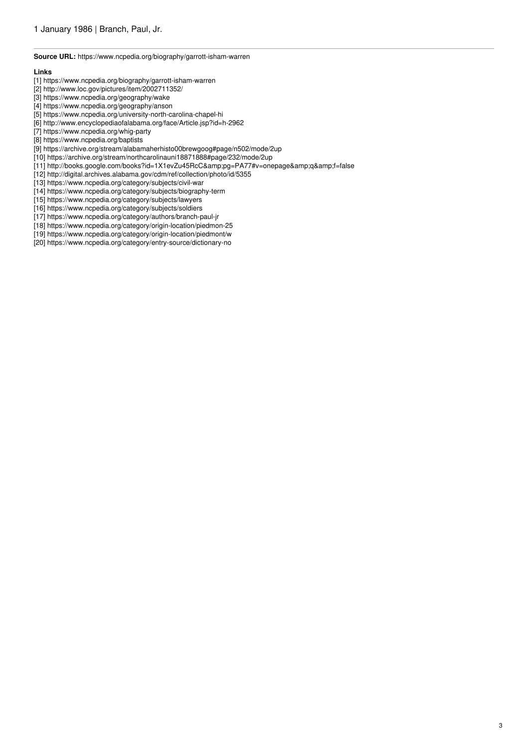1 January 1986 | Branch, Paul, Jr.

**Source URL:** https://www.ncpedia.org/biography/garrott-isham-warren

**Links**

[1] https://www.ncpedia.org/biography/garrott-isham-warren
[2] http://www.loc.gov/pictures/item/2002711352/
[3] https://www.ncpedia.org/geography/wake
[4] https://www.ncpedia.org/geography/anson
[5] https://www.ncpedia.org/university-north-carolina-chapel-hi
[6] http://www.encyclopediaofalabama.org/face/Article.jsp?id=h-2962
[7] https://www.ncpedia.org/whig-party
[8] https://www.ncpedia.org/baptists
[9] https://archive.org/stream/alabamaherhisto00brewgoog#page/n502/mode/2up
[10] https://archive.org/stream/northcarolinauni18871888#page/232/mode/2up
[11] http://books.google.com/books?id=1X1evZu45RcC&amp;pg=PA77#v=onepage&amp;q&amp;f=false
[12] http://digital.archives.alabama.gov/cdm/ref/collection/photo/id/5355
[13] https://www.ncpedia.org/category/subjects/civil-war
[14] https://www.ncpedia.org/category/subjects/biography-term
[15] https://www.ncpedia.org/category/subjects/lawyers
[16] https://www.ncpedia.org/category/subjects/soldiers
[17] https://www.ncpedia.org/category/authors/branch-paul-jr
[18] https://www.ncpedia.org/category/origin-location/piedmon-25
[19] https://www.ncpedia.org/category/origin-location/piedmont/w
[20] https://www.ncpedia.org/category/entry-source/dictionary-no